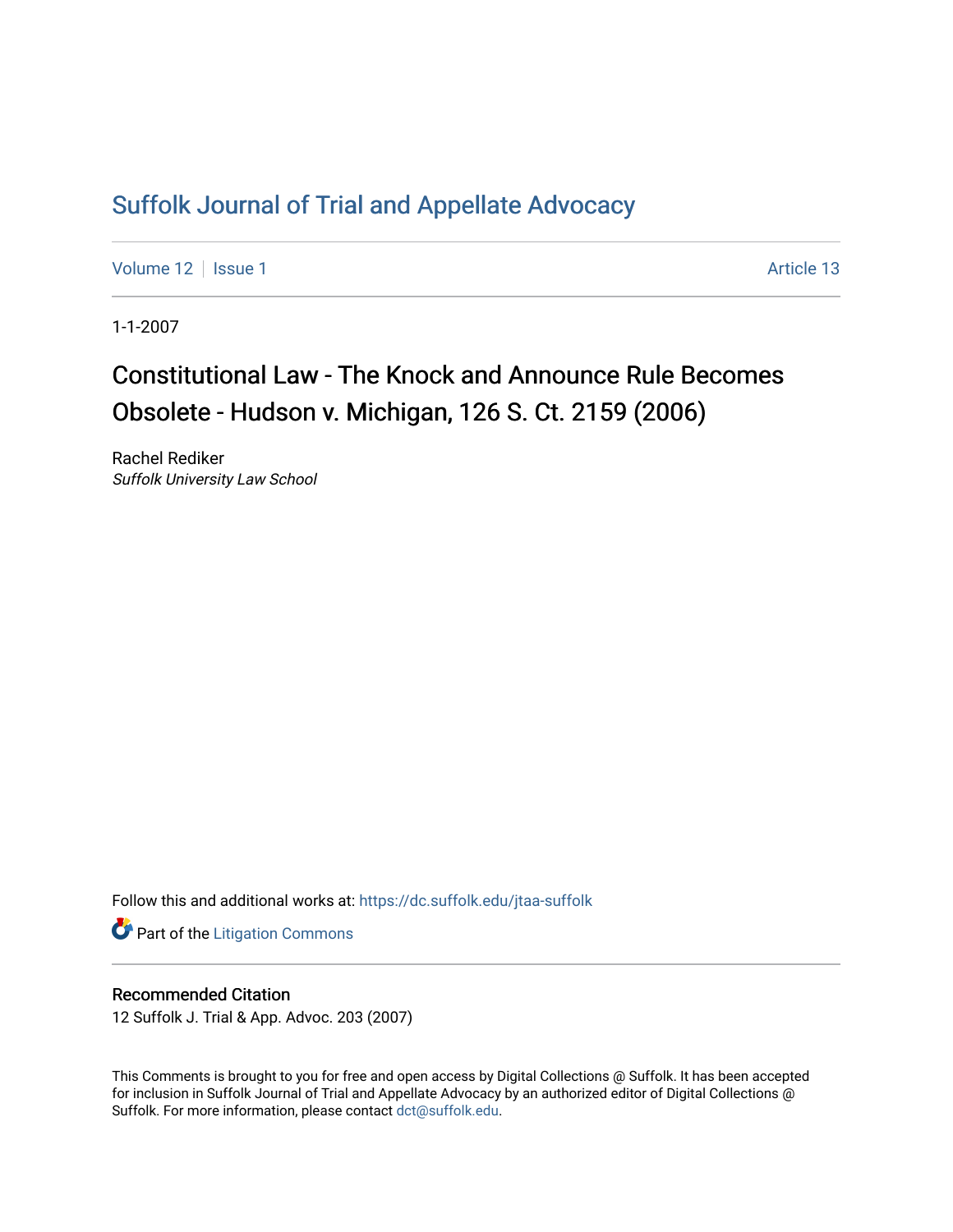# Suffolk Journal of Trial and Appellate Advocacy

Volume 12 | Issue 1 Article 13

1-1-2007

## Constitutional Law - The Knock and Announce Rule Becomes Obsolete - Hudson v. Michigan, 126 S. Ct. 2159 (2006)

Rachel Rediker
*Suffolk University Law School*

Follow this and additional works at: https://dc.suffolk.edu/jtaa-suffolk

Part of the Litigation Commons

### Recommended Citation

12 Suffolk J. Trial & App. Advoc. 203 (2007)

This Comments is brought to you for free and open access by Digital Collections @ Suffolk. It has been accepted for inclusion in Suffolk Journal of Trial and Appellate Advocacy by an authorized editor of Digital Collections @ Suffolk. For more information, please contact dct@suffolk.edu.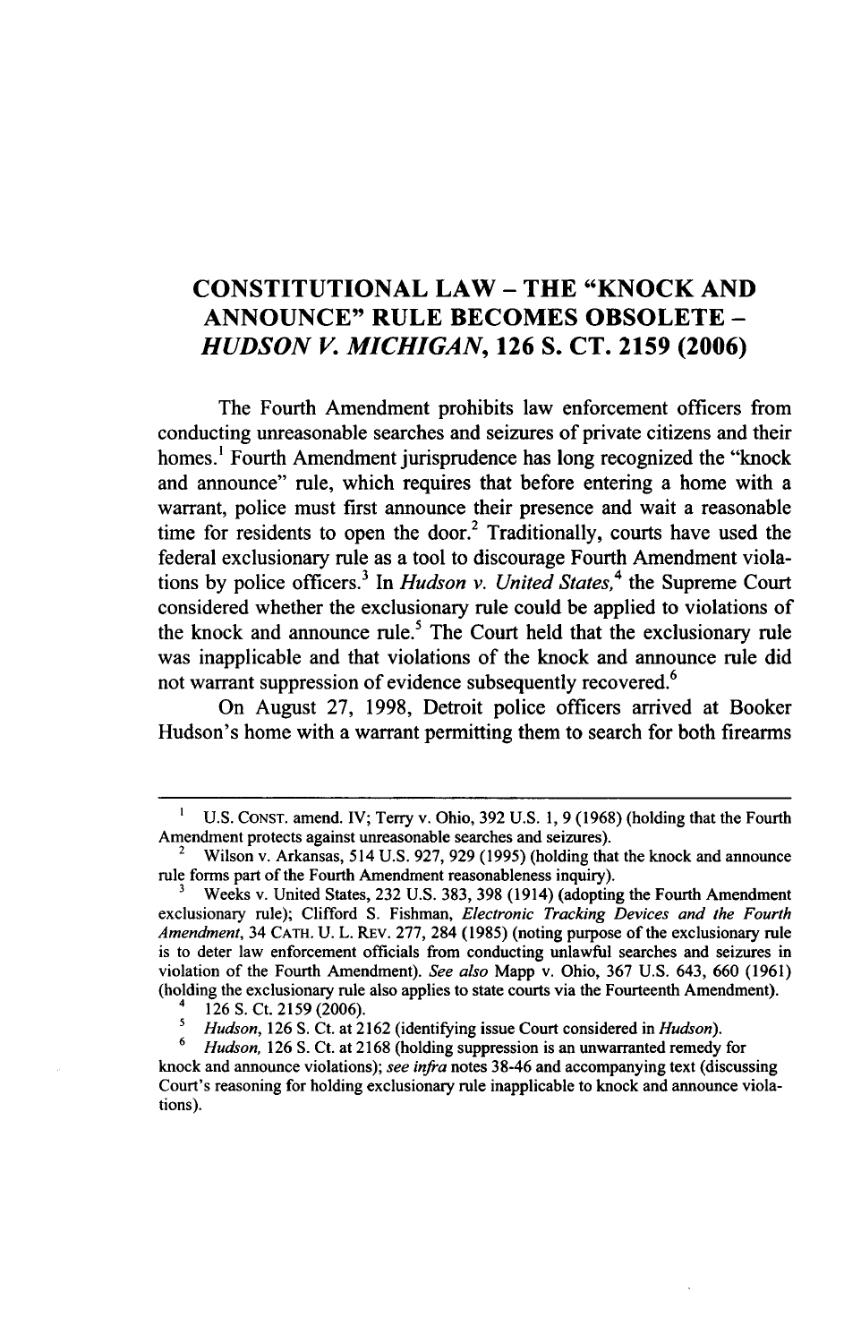# CONSTITUTIONAL LAW – THE "KNOCK AND ANNOUNCE" RULE BECOMES OBSOLETE – *HUDSON V. MICHIGAN*, 126 S. CT. 2159 (2006)

The Fourth Amendment prohibits law enforcement officers from conducting unreasonable searches and seizures of private citizens and their homes.[1] Fourth Amendment jurisprudence has long recognized the "knock and announce" rule, which requires that before entering a home with a warrant, police must first announce their presence and wait a reasonable time for residents to open the door.[2] Traditionally, courts have used the federal exclusionary rule as a tool to discourage Fourth Amendment violations by police officers.[3] In *Hudson v. United States*,[4] the Supreme Court considered whether the exclusionary rule could be applied to violations of the knock and announce rule.[5] The Court held that the exclusionary rule was inapplicable and that violations of the knock and announce rule did not warrant suppression of evidence subsequently recovered.[6]

On August 27, 1998, Detroit police officers arrived at Booker Hudson's home with a warrant permitting them to search for both firearms

---

[1] U.S. CONST. amend. IV; Terry v. Ohio, 392 U.S. 1, 9 (1968) (holding that the Fourth Amendment protects against unreasonable searches and seizures).

[2] Wilson v. Arkansas, 514 U.S. 927, 929 (1995) (holding that the knock and announce rule forms part of the Fourth Amendment reasonableness inquiry).

[3] Weeks v. United States, 232 U.S. 383, 398 (1914) (adopting the Fourth Amendment exclusionary rule); Clifford S. Fishman, *Electronic Tracking Devices and the Fourth Amendment*, 34 CATH. U. L. REV. 277, 284 (1985) (noting purpose of the exclusionary rule is to deter law enforcement officials from conducting unlawful searches and seizures in violation of the Fourth Amendment). *See also* Mapp v. Ohio, 367 U.S. 643, 660 (1961) (holding the exclusionary rule also applies to state courts via the Fourteenth Amendment).

[4] 126 S. Ct. 2159 (2006).

[5] *Hudson*, 126 S. Ct. at 2162 (identifying issue Court considered in *Hudson*).

[6] *Hudson*, 126 S. Ct. at 2168 (holding suppression is an unwarranted remedy for knock and announce violations); *see infra* notes 38-46 and accompanying text (discussing Court's reasoning for holding exclusionary rule inapplicable to knock and announce violations).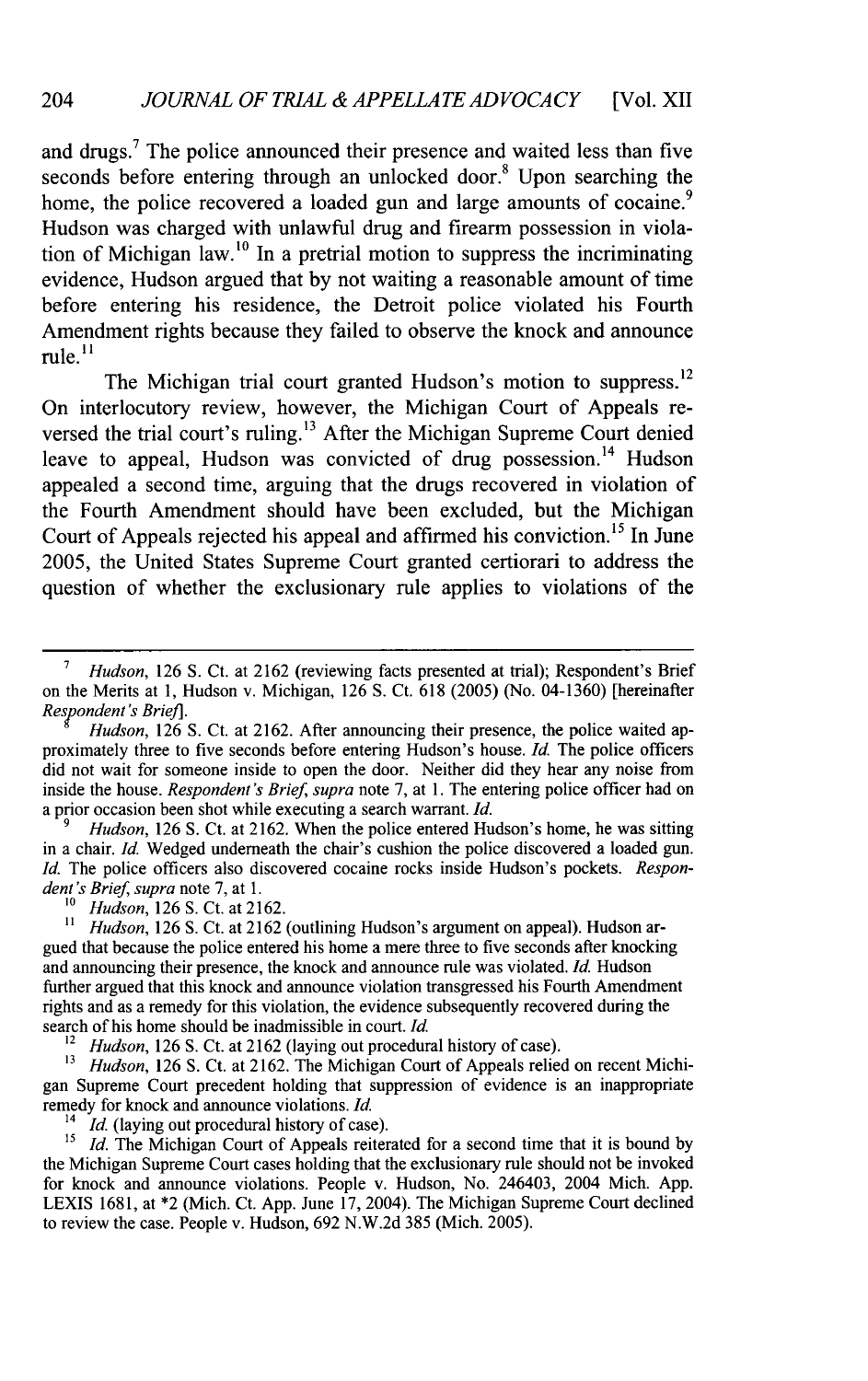and drugs.[7] The police announced their presence and waited less than five seconds before entering through an unlocked door.[8] Upon searching the home, the police recovered a loaded gun and large amounts of cocaine.[9] Hudson was charged with unlawful drug and firearm possession in violation of Michigan law.[10] In a pretrial motion to suppress the incriminating evidence, Hudson argued that by not waiting a reasonable amount of time before entering his residence, the Detroit police violated his Fourth Amendment rights because they failed to observe the knock and announce rule.[11]

The Michigan trial court granted Hudson's motion to suppress.[12] On interlocutory review, however, the Michigan Court of Appeals reversed the trial court's ruling.[13] After the Michigan Supreme Court denied leave to appeal, Hudson was convicted of drug possession.[14] Hudson appealed a second time, arguing that the drugs recovered in violation of the Fourth Amendment should have been excluded, but the Michigan Court of Appeals rejected his appeal and affirmed his conviction.[15] In June 2005, the United States Supreme Court granted certiorari to address the question of whether the exclusionary rule applies to violations of the

---

[7] *Hudson*, 126 S. Ct. at 2162 (reviewing facts presented at trial); Respondent's Brief on the Merits at 1, Hudson v. Michigan, 126 S. Ct. 618 (2005) (No. 04-1360) [hereinafter *Respondent's Brief*].

[8] *Hudson*, 126 S. Ct. at 2162. After announcing their presence, the police waited approximately three to five seconds before entering Hudson's house. *Id.* The police officers did not wait for someone inside to open the door. Neither did they hear any noise from inside the house. *Respondent's Brief*, *supra* note 7, at 1. The entering police officer had on a prior occasion been shot while executing a search warrant. *Id.*

[9] *Hudson*, 126 S. Ct. at 2162. When the police entered Hudson's home, he was sitting in a chair. *Id.* Wedged underneath the chair's cushion the police discovered a loaded gun. *Id.* The police officers also discovered cocaine rocks inside Hudson's pockets. *Respondent's Brief*, *supra* note 7, at 1.

[10] *Hudson*, 126 S. Ct. at 2162.

[11] *Hudson*, 126 S. Ct. at 2162 (outlining Hudson's argument on appeal). Hudson argued that because the police entered his home a mere three to five seconds after knocking and announcing their presence, the knock and announce rule was violated. *Id.* Hudson further argued that this knock and announce violation transgressed his Fourth Amendment rights and as a remedy for this violation, the evidence subsequently recovered during the search of his home should be inadmissible in court. *Id.*

[12] *Hudson*, 126 S. Ct. at 2162 (laying out procedural history of case).

[13] *Hudson*, 126 S. Ct. at 2162. The Michigan Court of Appeals relied on recent Michigan Supreme Court precedent holding that suppression of evidence is an inappropriate remedy for knock and announce violations. *Id.*

[14] *Id.* (laying out procedural history of case).

[15] *Id.* The Michigan Court of Appeals reiterated for a second time that it is bound by the Michigan Supreme Court cases holding that the exclusionary rule should not be invoked for knock and announce violations. People v. Hudson, No. 246403, 2004 Mich. App. LEXIS 1681, at *2 (Mich. Ct. App. June 17, 2004). The Michigan Supreme Court declined to review the case. People v. Hudson, 692 N.W.2d 385 (Mich. 2005).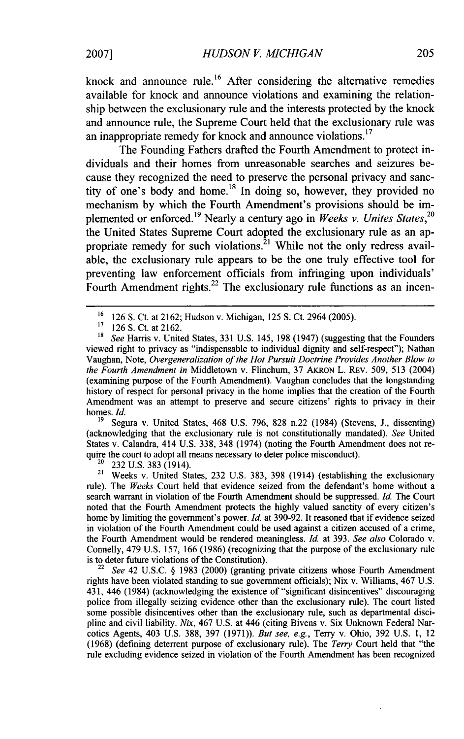knock and announce rule.[16] After considering the alternative remedies available for knock and announce violations and examining the relationship between the exclusionary rule and the interests protected by the knock and announce rule, the Supreme Court held that the exclusionary rule was an inappropriate remedy for knock and announce violations.[17]

The Founding Fathers drafted the Fourth Amendment to protect individuals and their homes from unreasonable searches and seizures because they recognized the need to preserve the personal privacy and sanctity of one's body and home.[18] In doing so, however, they provided no mechanism by which the Fourth Amendment's provisions should be implemented or enforced.[19] Nearly a century ago in *Weeks v. Unites States*,[20] the United States Supreme Court adopted the exclusionary rule as an appropriate remedy for such violations.[21] While not the only redress available, the exclusionary rule appears to be the one truly effective tool for preventing law enforcement officials from infringing upon individuals' Fourth Amendment rights.[22] The exclusionary rule functions as an incen-

---

[16] 126 S. Ct. at 2162; Hudson v. Michigan, 125 S. Ct. 2964 (2005).

[17] 126 S. Ct. at 2162.

[18] *See* Harris v. United States, 331 U.S. 145, 198 (1947) (suggesting that the Founders viewed right to privacy as "indispensable to individual dignity and self-respect"); Nathan Vaughan, Note, *Overgeneralization of the Hot Pursuit Doctrine Provides Another Blow to the Fourth Amendment in* Middletown v. Flinchum, 37 AKRON L. REV. 509, 513 (2004) (examining purpose of the Fourth Amendment). Vaughan concludes that the longstanding history of respect for personal privacy in the home implies that the creation of the Fourth Amendment was an attempt to preserve and secure citizens' rights to privacy in their homes. *Id.*

[19] Segura v. United States, 468 U.S. 796, 828 n.22 (1984) (Stevens, J., dissenting) (acknowledging that the exclusionary rule is not constitutionally mandated). *See* United States v. Calandra, 414 U.S. 338, 348 (1974) (noting the Fourth Amendment does not require the court to adopt all means necessary to deter police misconduct).

[20] 232 U.S. 383 (1914).

[21] Weeks v. United States, 232 U.S. 383, 398 (1914) (establishing the exclusionary rule). The *Weeks* Court held that evidence seized from the defendant's home without a search warrant in violation of the Fourth Amendment should be suppressed. *Id.* The Court noted that the Fourth Amendment protects the highly valued sanctity of every citizen's home by limiting the government's power. *Id.* at 390-92. It reasoned that if evidence seized in violation of the Fourth Amendment could be used against a citizen accused of a crime, the Fourth Amendment would be rendered meaningless. *Id.* at 393. *See also* Colorado v. Connelly, 479 U.S. 157, 166 (1986) (recognizing that the purpose of the exclusionary rule is to deter future violations of the Constitution).

[22] *See* 42 U.S.C. § 1983 (2000) (granting private citizens whose Fourth Amendment rights have been violated standing to sue government officials); Nix v. Williams, 467 U.S. 431, 446 (1984) (acknowledging the existence of "significant disincentives" discouraging police from illegally seizing evidence other than the exclusionary rule). The court listed some possible disincentives other than the exclusionary rule, such as departmental discipline and civil liability. *Nix*, 467 U.S. at 446 (citing Bivens v. Six Unknown Federal Narcotics Agents, 403 U.S. 388, 397 (1971)). *But see, e.g.*, Terry v. Ohio, 392 U.S. 1, 12 (1968) (defining deterrent purpose of exclusionary rule). The *Terry* Court held that "the rule excluding evidence seized in violation of the Fourth Amendment has been recognized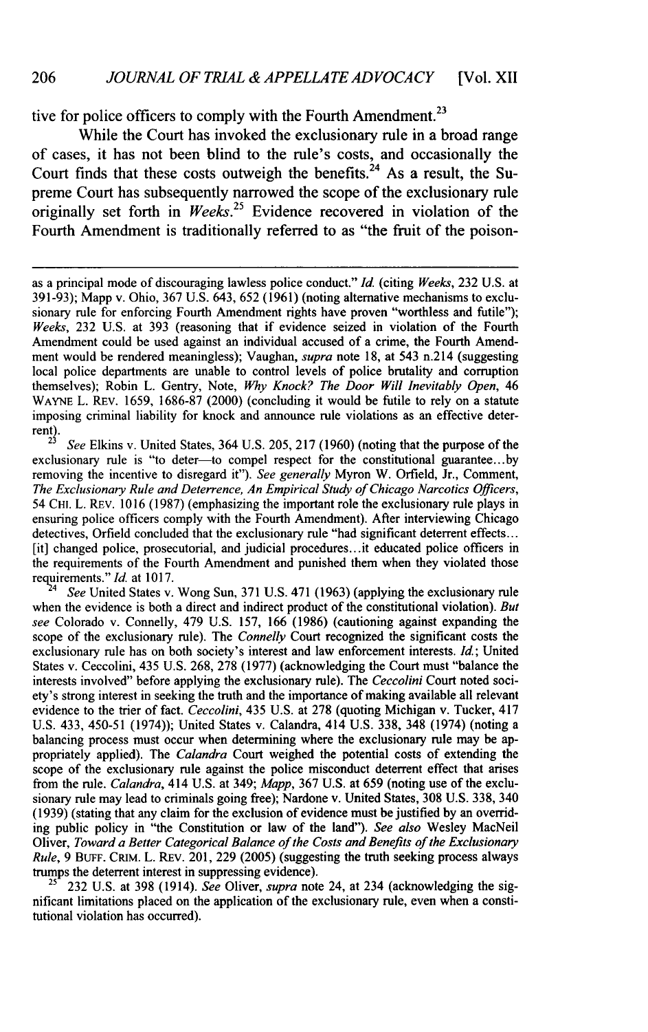tive for police officers to comply with the Fourth Amendment.[23]

While the Court has invoked the exclusionary rule in a broad range of cases, it has not been blind to the rule's costs, and occasionally the Court finds that these costs outweigh the benefits.[24] As a result, the Supreme Court has subsequently narrowed the scope of the exclusionary rule originally set forth in *Weeks*.[25] Evidence recovered in violation of the Fourth Amendment is traditionally referred to as "the fruit of the poison-

---

as a principal mode of discouraging lawless police conduct." *Id.* (citing *Weeks*, 232 U.S. at 391-93); Mapp v. Ohio, 367 U.S. 643, 652 (1961) (noting alternative mechanisms to exclusionary rule for enforcing Fourth Amendment rights have proven "worthless and futile"); *Weeks*, 232 U.S. at 393 (reasoning that if evidence seized in violation of the Fourth Amendment could be used against an individual accused of a crime, the Fourth Amendment would be rendered meaningless); Vaughan, *supra* note 18, at 543 n.214 (suggesting local police departments are unable to control levels of police brutality and corruption themselves); Robin L. Gentry, Note, *Why Knock? The Door Will Inevitably Open*, 46 WAYNE L. REV. 1659, 1686-87 (2000) (concluding it would be futile to rely on a statute imposing criminal liability for knock and announce rule violations as an effective deterrent).

[23] *See* Elkins v. United States, 364 U.S. 205, 217 (1960) (noting that the purpose of the exclusionary rule is "to deter—to compel respect for the constitutional guarantee...by removing the incentive to disregard it"). *See generally* Myron W. Orfield, Jr., Comment, *The Exclusionary Rule and Deterrence, An Empirical Study of Chicago Narcotics Officers*, 54 CHI. L. REV. 1016 (1987) (emphasizing the important role the exclusionary rule plays in ensuring police officers comply with the Fourth Amendment). After interviewing Chicago detectives, Orfield concluded that the exclusionary rule "had significant deterrent effects... [it] changed police, prosecutorial, and judicial procedures...it educated police officers in the requirements of the Fourth Amendment and punished them when they violated those requirements." *Id.* at 1017.

[24] *See* United States v. Wong Sun, 371 U.S. 471 (1963) (applying the exclusionary rule when the evidence is both a direct and indirect product of the constitutional violation). *But see* Colorado v. Connelly, 479 U.S. 157, 166 (1986) (cautioning against expanding the scope of the exclusionary rule). The *Connelly* Court recognized the significant costs the exclusionary rule has on both society's interest and law enforcement interests. *Id.*; United States v. Ceccolini, 435 U.S. 268, 278 (1977) (acknowledging the Court must "balance the interests involved" before applying the exclusionary rule). The *Ceccolini* Court noted society's strong interest in seeking the truth and the importance of making available all relevant evidence to the trier of fact. *Ceccolini*, 435 U.S. at 278 (quoting Michigan v. Tucker, 417 U.S. 433, 450-51 (1974)); United States v. Calandra, 414 U.S. 338, 348 (1974) (noting a balancing process must occur when determining where the exclusionary rule may be appropriately applied). The *Calandra* Court weighed the potential costs of extending the scope of the exclusionary rule against the police misconduct deterrent effect that arises from the rule. *Calandra*, 414 U.S. at 349; *Mapp*, 367 U.S. at 659 (noting use of the exclusionary rule may lead to criminals going free); Nardone v. United States, 308 U.S. 338, 340 (1939) (stating that any claim for the exclusion of evidence must be justified by an overriding public policy in "the Constitution or law of the land"). *See also* Wesley MacNeil Oliver, *Toward a Better Categorical Balance of the Costs and Benefits of the Exclusionary Rule*, 9 BUFF. CRIM. L. REV. 201, 229 (2005) (suggesting the truth seeking process always trumps the deterrent interest in suppressing evidence).

[25] 232 U.S. at 398 (1914). *See* Oliver, *supra* note 24, at 234 (acknowledging the significant limitations placed on the application of the exclusionary rule, even when a constitutional violation has occurred).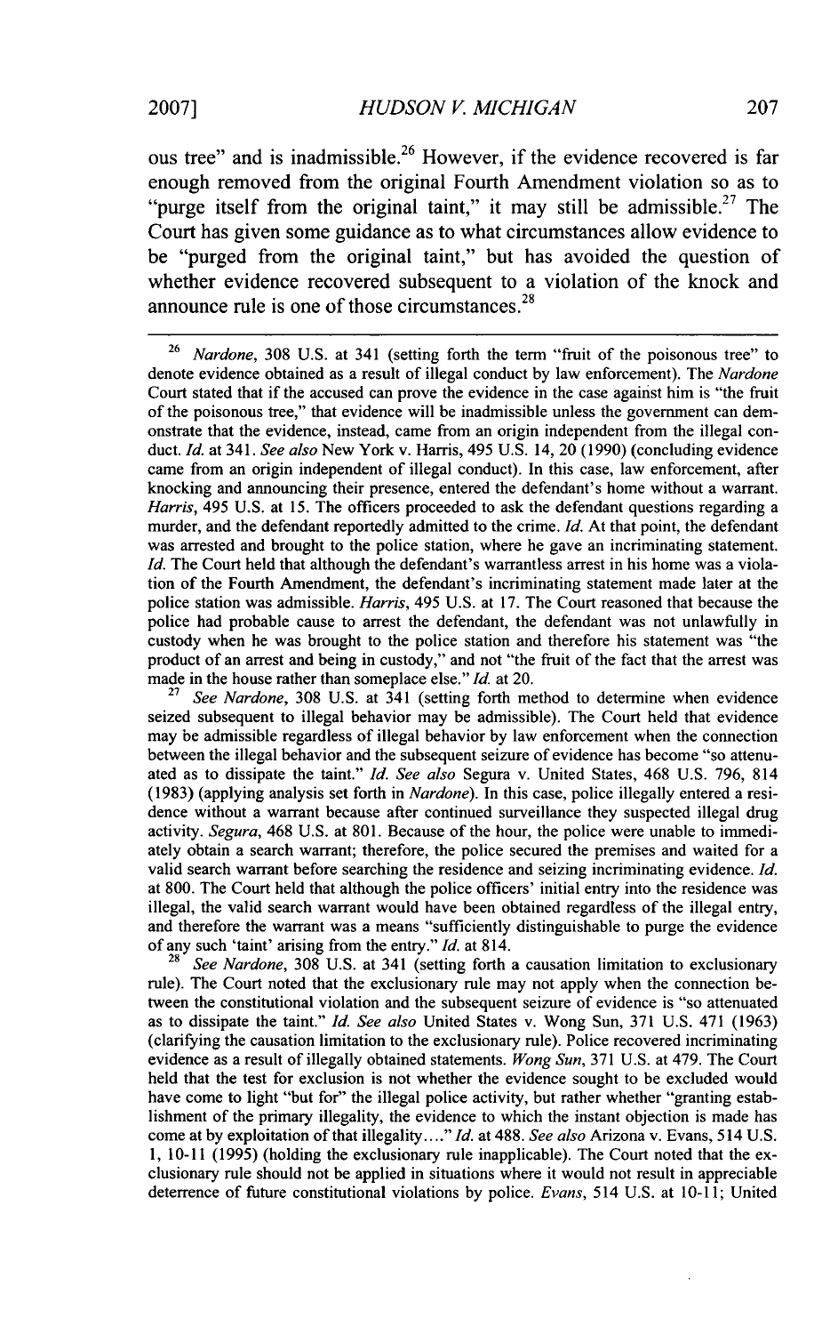ous tree" and is inadmissible.[26] However, if the evidence recovered is far enough removed from the original Fourth Amendment violation so as to "purge itself from the original taint," it may still be admissible.[27] The Court has given some guidance as to what circumstances allow evidence to be "purged from the original taint," but has avoided the question of whether evidence recovered subsequent to a violation of the knock and announce rule is one of those circumstances.[28]

---

[26] *Nardone*, 308 U.S. at 341 (setting forth the term "fruit of the poisonous tree" to denote evidence obtained as a result of illegal conduct by law enforcement). The *Nardone* Court stated that if the accused can prove the evidence in the case against him is "the fruit of the poisonous tree," that evidence will be inadmissible unless the government can demonstrate that the evidence, instead, came from an origin independent from the illegal conduct. *Id.* at 341. *See also* New York v. Harris, 495 U.S. 14, 20 (1990) (concluding evidence came from an origin independent of illegal conduct). In this case, law enforcement, after knocking and announcing their presence, entered the defendant's home without a warrant. *Harris*, 495 U.S. at 15. The officers proceeded to ask the defendant questions regarding a murder, and the defendant reportedly admitted to the crime. *Id.* At that point, the defendant was arrested and brought to the police station, where he gave an incriminating statement. *Id.* The Court held that although the defendant's warrantless arrest in his home was a violation of the Fourth Amendment, the defendant's incriminating statement made later at the police station was admissible. *Harris*, 495 U.S. at 17. The Court reasoned that because the police had probable cause to arrest the defendant, the defendant was not unlawfully in custody when he was brought to the police station and therefore his statement was "the product of an arrest and being in custody," and not "the fruit of the fact that the arrest was made in the house rather than someplace else." *Id.* at 20.

[27] *See Nardone*, 308 U.S. at 341 (setting forth method to determine when evidence seized subsequent to illegal behavior may be admissible). The Court held that evidence may be admissible regardless of illegal behavior by law enforcement when the connection between the illegal behavior and the subsequent seizure of evidence has become "so attenuated as to dissipate the taint." *Id.* *See also* Segura v. United States, 468 U.S. 796, 814 (1983) (applying analysis set forth in *Nardone*). In this case, police illegally entered a residence without a warrant because after continued surveillance they suspected illegal drug activity. *Segura*, 468 U.S. at 801. Because of the hour, the police were unable to immediately obtain a search warrant; therefore, the police secured the premises and waited for a valid search warrant before searching the residence and seizing incriminating evidence. *Id.* at 800. The Court held that although the police officers' initial entry into the residence was illegal, the valid search warrant would have been obtained regardless of the illegal entry, and therefore the warrant was a means "sufficiently distinguishable to purge the evidence of any such 'taint' arising from the entry." *Id.* at 814.

[28] *See Nardone*, 308 U.S. at 341 (setting forth a causation limitation to exclusionary rule). The Court noted that the exclusionary rule may not apply when the connection between the constitutional violation and the subsequent seizure of evidence is "so attenuated as to dissipate the taint." *Id.* *See also* United States v. Wong Sun, 371 U.S. 471 (1963) (clarifying the causation limitation to the exclusionary rule). Police recovered incriminating evidence as a result of illegally obtained statements. *Wong Sun*, 371 U.S. at 479. The Court held that the test for exclusion is not whether the evidence sought to be excluded would have come to light "but for" the illegal police activity, but rather whether "granting establishment of the primary illegality, the evidence to which the instant objection is made has come at by exploitation of that illegality...." *Id.* at 488. *See also* Arizona v. Evans, 514 U.S. 1, 10-11 (1995) (holding the exclusionary rule inapplicable). The Court noted that the exclusionary rule should not be applied in situations where it would not result in appreciable deterrence of future constitutional violations by police. *Evans*, 514 U.S. at 10-11; United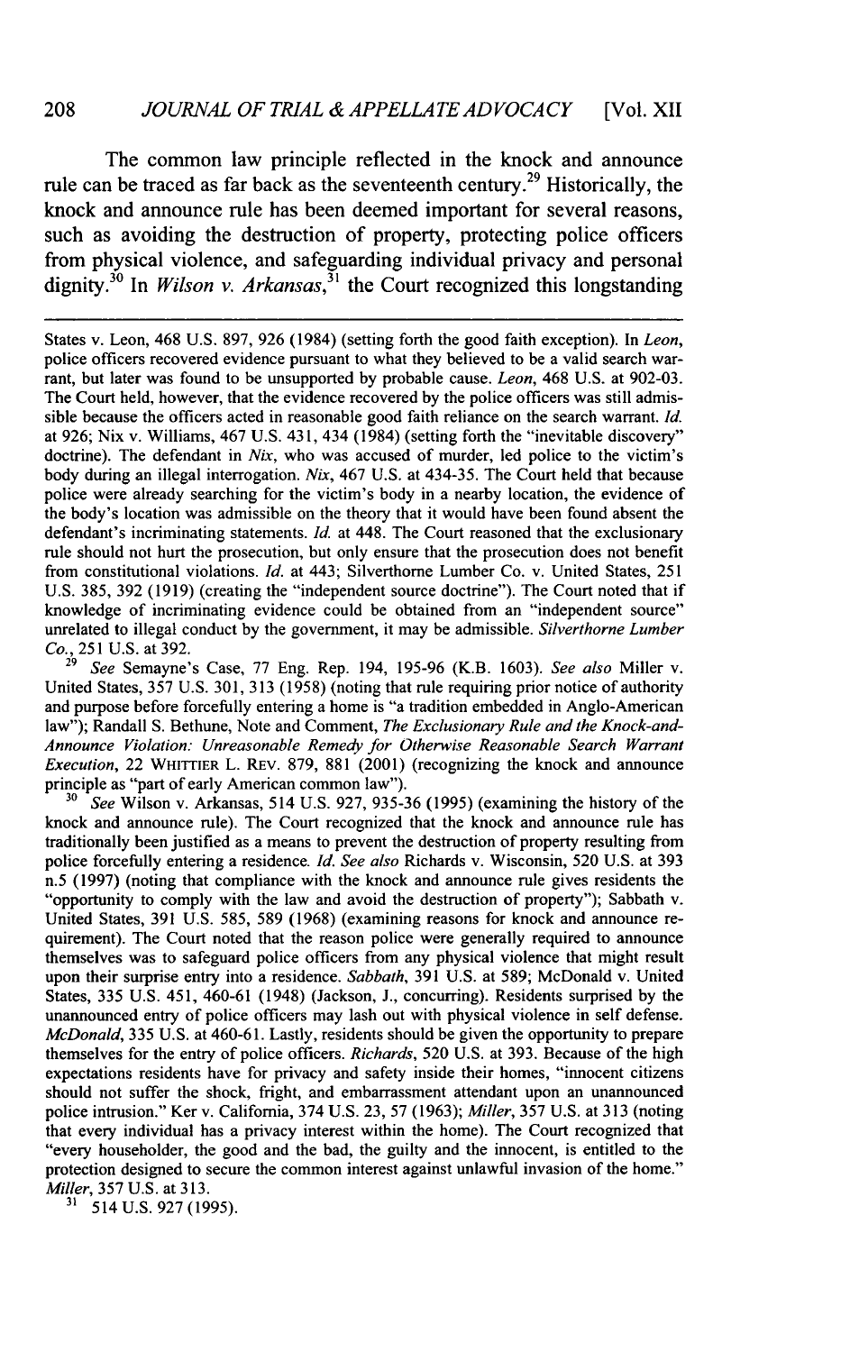The common law principle reflected in the knock and announce rule can be traced as far back as the seventeenth century.[29] Historically, the knock and announce rule has been deemed important for several reasons, such as avoiding the destruction of property, protecting police officers from physical violence, and safeguarding individual privacy and personal dignity.[30] In *Wilson v. Arkansas*,[31] the Court recognized this longstanding

---

States v. Leon, 468 U.S. 897, 926 (1984) (setting forth the good faith exception). In *Leon*, police officers recovered evidence pursuant to what they believed to be a valid search warrant, but later was found to be unsupported by probable cause. *Leon*, 468 U.S. at 902-03. The Court held, however, that the evidence recovered by the police officers was still admissible because the officers acted in reasonable good faith reliance on the search warrant. *Id.* at 926; Nix v. Williams, 467 U.S. 431, 434 (1984) (setting forth the "inevitable discovery" doctrine). The defendant in *Nix*, who was accused of murder, led police to the victim's body during an illegal interrogation. *Nix*, 467 U.S. at 434-35. The Court held that because police were already searching for the victim's body in a nearby location, the evidence of the body's location was admissible on the theory that it would have been found absent the defendant's incriminating statements. *Id.* at 448. The Court reasoned that the exclusionary rule should not hurt the prosecution, but only ensure that the prosecution does not benefit from constitutional violations. *Id.* at 443; Silverthorne Lumber Co. v. United States, 251 U.S. 385, 392 (1919) (creating the "independent source doctrine"). The Court noted that if knowledge of incriminating evidence could be obtained from an "independent source" unrelated to illegal conduct by the government, it may be admissible. *Silverthorne Lumber Co.*, 251 U.S. at 392.

[29] *See* Semayne's Case, 77 Eng. Rep. 194, 195-96 (K.B. 1603). *See also* Miller v. United States, 357 U.S. 301, 313 (1958) (noting that rule requiring prior notice of authority and purpose before forcefully entering a home is "a tradition embedded in Anglo-American law"); Randall S. Bethune, Note and Comment, *The Exclusionary Rule and the Knock-and-Announce Violation: Unreasonable Remedy for Otherwise Reasonable Search Warrant Execution*, 22 WHITTIER L. REV. 879, 881 (2001) (recognizing the knock and announce principle as "part of early American common law").

[30] *See* Wilson v. Arkansas, 514 U.S. 927, 935-36 (1995) (examining the history of the knock and announce rule). The Court recognized that the knock and announce rule has traditionally been justified as a means to prevent the destruction of property resulting from police forcefully entering a residence. *Id. See also* Richards v. Wisconsin, 520 U.S. at 393 n.5 (1997) (noting that compliance with the knock and announce rule gives residents the "opportunity to comply with the law and avoid the destruction of property"); Sabbath v. United States, 391 U.S. 585, 589 (1968) (examining reasons for knock and announce requirement). The Court noted that the reason police were generally required to announce themselves was to safeguard police officers from any physical violence that might result upon their surprise entry into a residence. *Sabbath*, 391 U.S. at 589; McDonald v. United States, 335 U.S. 451, 460-61 (1948) (Jackson, J., concurring). Residents surprised by the unannounced entry of police officers may lash out with physical violence in self defense. *McDonald*, 335 U.S. at 460-61. Lastly, residents should be given the opportunity to prepare themselves for the entry of police officers. *Richards*, 520 U.S. at 393. Because of the high expectations residents have for privacy and safety inside their homes, "innocent citizens should not suffer the shock, fright, and embarrassment attendant upon an unannounced police intrusion." Ker v. California, 374 U.S. 23, 57 (1963); *Miller*, 357 U.S. at 313 (noting that every individual has a privacy interest within the home). The Court recognized that "every householder, the good and the bad, the guilty and the innocent, is entitled to the protection designed to secure the common interest against unlawful invasion of the home." *Miller*, 357 U.S. at 313.

[31] 514 U.S. 927 (1995).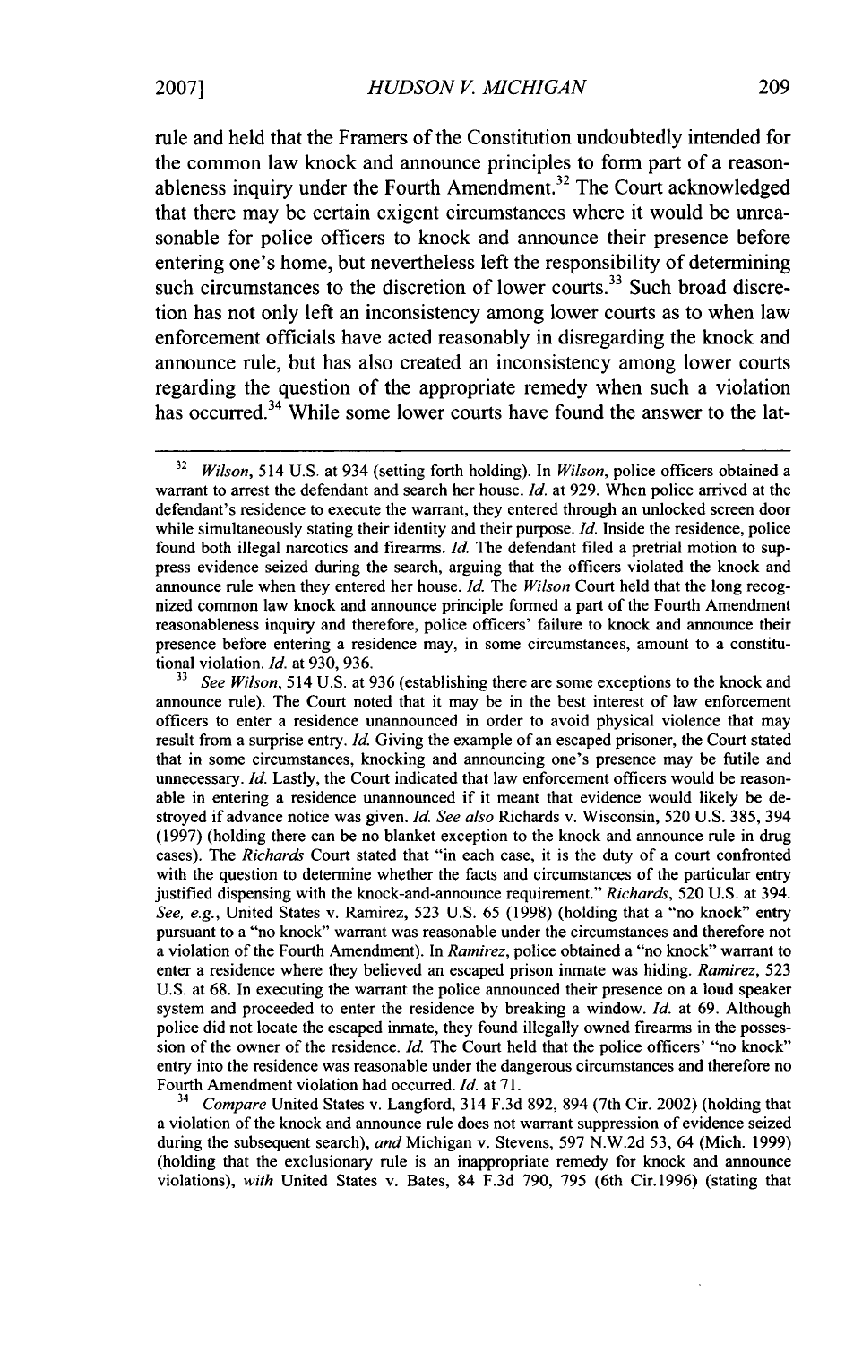rule and held that the Framers of the Constitution undoubtedly intended for the common law knock and announce principles to form part of a reasonableness inquiry under the Fourth Amendment.[32] The Court acknowledged that there may be certain exigent circumstances where it would be unreasonable for police officers to knock and announce their presence before entering one's home, but nevertheless left the responsibility of determining such circumstances to the discretion of lower courts.[33] Such broad discretion has not only left an inconsistency among lower courts as to when law enforcement officials have acted reasonably in disregarding the knock and announce rule, but has also created an inconsistency among lower courts regarding the question of the appropriate remedy when such a violation has occurred.[34] While some lower courts have found the answer to the lat-

---

[32] *Wilson*, 514 U.S. at 934 (setting forth holding). In *Wilson*, police officers obtained a warrant to arrest the defendant and search her house. *Id.* at 929. When police arrived at the defendant's residence to execute the warrant, they entered through an unlocked screen door while simultaneously stating their identity and their purpose. *Id.* Inside the residence, police found both illegal narcotics and firearms. *Id.* The defendant filed a pretrial motion to suppress evidence seized during the search, arguing that the officers violated the knock and announce rule when they entered her house. *Id.* The *Wilson* Court held that the long recognized common law knock and announce principle formed a part of the Fourth Amendment reasonableness inquiry and therefore, police officers' failure to knock and announce their presence before entering a residence may, in some circumstances, amount to a constitutional violation. *Id.* at 930, 936.

[33] *See Wilson*, 514 U.S. at 936 (establishing there are some exceptions to the knock and announce rule). The Court noted that it may be in the best interest of law enforcement officers to enter a residence unannounced in order to avoid physical violence that may result from a surprise entry. *Id.* Giving the example of an escaped prisoner, the Court stated that in some circumstances, knocking and announcing one's presence may be futile and unnecessary. *Id.* Lastly, the Court indicated that law enforcement officers would be reasonable in entering a residence unannounced if it meant that evidence would likely be destroyed if advance notice was given. *Id. See also* Richards v. Wisconsin, 520 U.S. 385, 394 (1997) (holding there can be no blanket exception to the knock and announce rule in drug cases). The *Richards* Court stated that "in each case, it is the duty of a court confronted with the question to determine whether the facts and circumstances of the particular entry justified dispensing with the knock-and-announce requirement." *Richards*, 520 U.S. at 394. *See, e.g.*, United States v. Ramirez, 523 U.S. 65 (1998) (holding that a "no knock" entry pursuant to a "no knock" warrant was reasonable under the circumstances and therefore not a violation of the Fourth Amendment). In *Ramirez*, police obtained a "no knock" warrant to enter a residence where they believed an escaped prison inmate was hiding. *Ramirez*, 523 U.S. at 68. In executing the warrant the police announced their presence on a loud speaker system and proceeded to enter the residence by breaking a window. *Id.* at 69. Although police did not locate the escaped inmate, they found illegally owned firearms in the possession of the owner of the residence. *Id.* The Court held that the police officers' "no knock" entry into the residence was reasonable under the dangerous circumstances and therefore no Fourth Amendment violation had occurred. *Id.* at 71.

[34] *Compare* United States v. Langford, 314 F.3d 892, 894 (7th Cir. 2002) (holding that a violation of the knock and announce rule does not warrant suppression of evidence seized during the subsequent search), *and* Michigan v. Stevens, 597 N.W.2d 53, 64 (Mich. 1999) (holding that the exclusionary rule is an inappropriate remedy for knock and announce violations), *with* United States v. Bates, 84 F.3d 790, 795 (6th Cir.1996) (stating that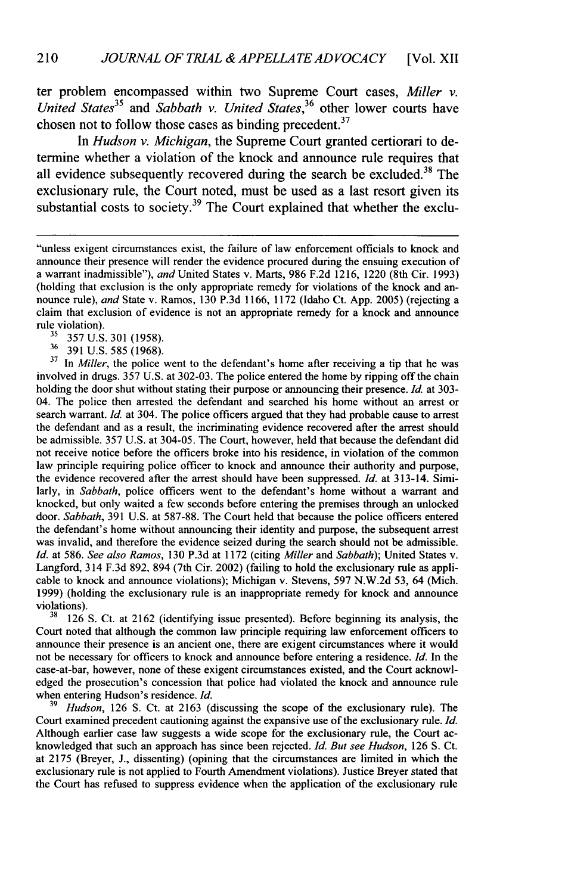ter problem encompassed within two Supreme Court cases, *Miller v. United States*[35] and *Sabbath v. United States*,[36] other lower courts have chosen not to follow those cases as binding precedent.[37]

In *Hudson v. Michigan*, the Supreme Court granted certiorari to determine whether a violation of the knock and announce rule requires that all evidence subsequently recovered during the search be excluded.[38] The exclusionary rule, the Court noted, must be used as a last resort given its substantial costs to society.[39] The Court explained that whether the exclu-

---

"unless exigent circumstances exist, the failure of law enforcement officials to knock and announce their presence will render the evidence procured during the ensuing execution of a warrant inadmissible"), *and* United States v. Marts, 986 F.2d 1216, 1220 (8th Cir. 1993) (holding that exclusion is the only appropriate remedy for violations of the knock and announce rule), *and* State v. Ramos, 130 P.3d 1166, 1172 (Idaho Ct. App. 2005) (rejecting a claim that exclusion of evidence is not an appropriate remedy for a knock and announce rule violation).

[35] 357 U.S. 301 (1958).

[36] 391 U.S. 585 (1968).

[37] In *Miller*, the police went to the defendant's home after receiving a tip that he was involved in drugs. 357 U.S. at 302-03. The police entered the home by ripping off the chain holding the door shut without stating their purpose or announcing their presence. *Id.* at 303-04. The police then arrested the defendant and searched his home without an arrest or search warrant. *Id.* at 304. The police officers argued that they had probable cause to arrest the defendant and as a result, the incriminating evidence recovered after the arrest should be admissible. 357 U.S. at 304-05. The Court, however, held that because the defendant did not receive notice before the officers broke into his residence, in violation of the common law principle requiring police officer to knock and announce their authority and purpose, the evidence recovered after the arrest should have been suppressed. *Id.* at 313-14. Similarly, in *Sabbath*, police officers went to the defendant's home without a warrant and knocked, but only waited a few seconds before entering the premises through an unlocked door. *Sabbath*, 391 U.S. at 587-88. The Court held that because the police officers entered the defendant's home without announcing their identity and purpose, the subsequent arrest was invalid, and therefore the evidence seized during the search should not be admissible. *Id.* at 586. *See also Ramos*, 130 P.3d at 1172 (citing *Miller* and *Sabbath*); United States v. Langford, 314 F.3d 892, 894 (7th Cir. 2002) (failing to hold the exclusionary rule as applicable to knock and announce violations); Michigan v. Stevens, 597 N.W.2d 53, 64 (Mich. 1999) (holding the exclusionary rule is an inappropriate remedy for knock and announce violations).

[38] 126 S. Ct. at 2162 (identifying issue presented). Before beginning its analysis, the Court noted that although the common law principle requiring law enforcement officers to announce their presence is an ancient one, there are exigent circumstances where it would not be necessary for officers to knock and announce before entering a residence. *Id.* In the case-at-bar, however, none of these exigent circumstances existed, and the Court acknowledged the prosecution's concession that police had violated the knock and announce rule when entering Hudson's residence. *Id.*

[39] *Hudson*, 126 S. Ct. at 2163 (discussing the scope of the exclusionary rule). The Court examined precedent cautioning against the expansive use of the exclusionary rule. *Id.* Although earlier case law suggests a wide scope for the exclusionary rule, the Court acknowledged that such an approach has since been rejected. *Id. But see Hudson*, 126 S. Ct. at 2175 (Breyer, J., dissenting) (opining that the circumstances are limited in which the exclusionary rule is not applied to Fourth Amendment violations). Justice Breyer stated that the Court has refused to suppress evidence when the application of the exclusionary rule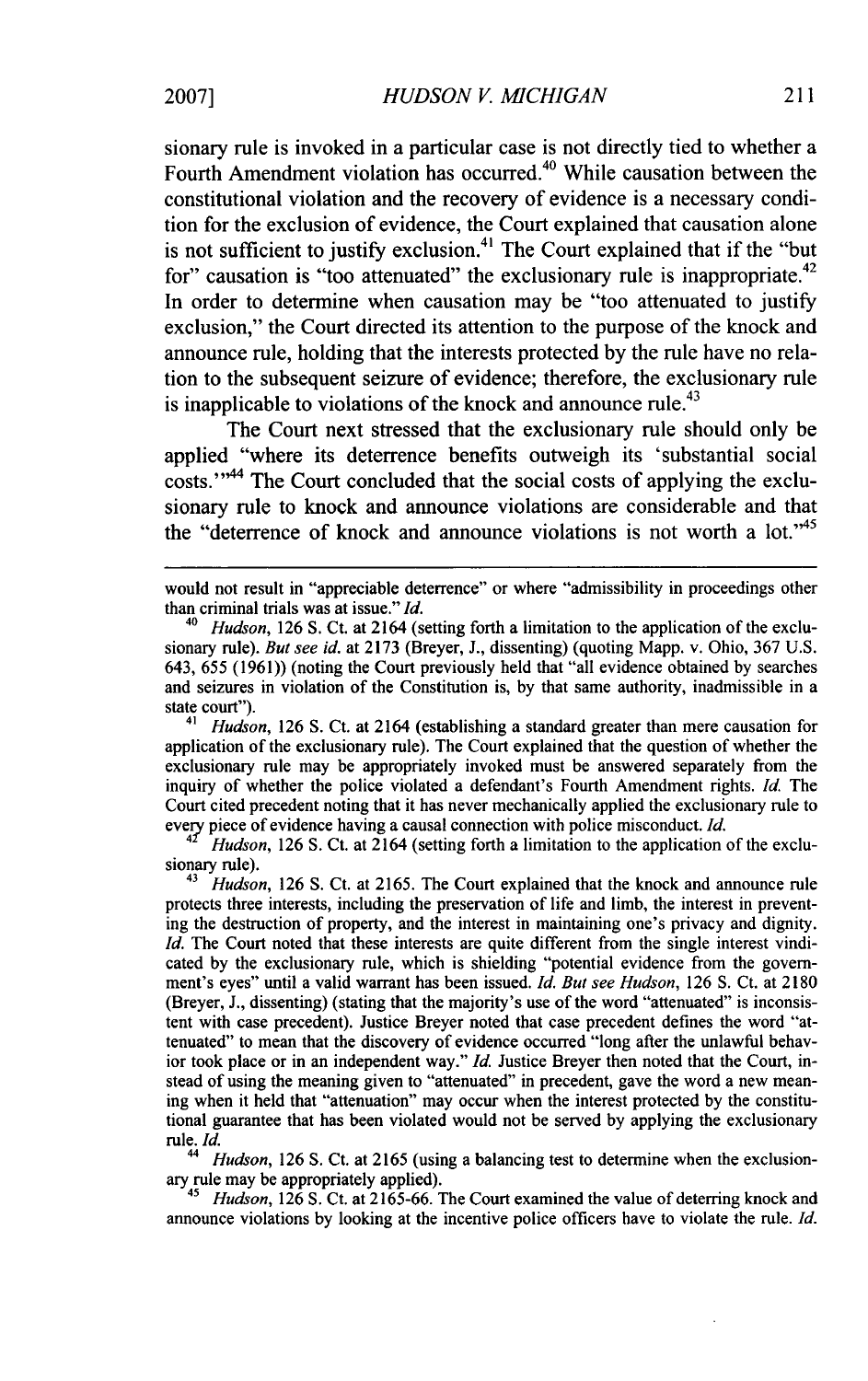sionary rule is invoked in a particular case is not directly tied to whether a Fourth Amendment violation has occurred.[40] While causation between the constitutional violation and the recovery of evidence is a necessary condition for the exclusion of evidence, the Court explained that causation alone is not sufficient to justify exclusion.[41] The Court explained that if the "but for" causation is "too attenuated" the exclusionary rule is inappropriate.[42] In order to determine when causation may be "too attenuated to justify exclusion," the Court directed its attention to the purpose of the knock and announce rule, holding that the interests protected by the rule have no relation to the subsequent seizure of evidence; therefore, the exclusionary rule is inapplicable to violations of the knock and announce rule.[43]

The Court next stressed that the exclusionary rule should only be applied "where its deterrence benefits outweigh its 'substantial social costs.'"[44] The Court concluded that the social costs of applying the exclusionary rule to knock and announce violations are considerable and that the "deterrence of knock and announce violations is not worth a lot."[45]

---

would not result in "appreciable deterrence" or where "admissibility in proceedings other than criminal trials was at issue." *Id.*

[40] *Hudson*, 126 S. Ct. at 2164 (setting forth a limitation to the application of the exclusionary rule). *But see id.* at 2173 (Breyer, J., dissenting) (quoting Mapp. v. Ohio, 367 U.S. 643, 655 (1961)) (noting the Court previously held that "all evidence obtained by searches and seizures in violation of the Constitution is, by that same authority, inadmissible in a state court").

[41] *Hudson*, 126 S. Ct. at 2164 (establishing a standard greater than mere causation for application of the exclusionary rule). The Court explained that the question of whether the exclusionary rule may be appropriately invoked must be answered separately from the inquiry of whether the police violated a defendant's Fourth Amendment rights. *Id.* The Court cited precedent noting that it has never mechanically applied the exclusionary rule to every piece of evidence having a causal connection with police misconduct. *Id.*

[42] *Hudson*, 126 S. Ct. at 2164 (setting forth a limitation to the application of the exclusionary rule).

[43] *Hudson*, 126 S. Ct. at 2165. The Court explained that the knock and announce rule protects three interests, including the preservation of life and limb, the interest in preventing the destruction of property, and the interest in maintaining one's privacy and dignity. *Id.* The Court noted that these interests are quite different from the single interest vindicated by the exclusionary rule, which is shielding "potential evidence from the government's eyes" until a valid warrant has been issued. *Id. But see Hudson*, 126 S. Ct. at 2180 (Breyer, J., dissenting) (stating that the majority's use of the word "attenuated" is inconsistent with case precedent). Justice Breyer noted that case precedent defines the word "attenuated" to mean that the discovery of evidence occurred "long after the unlawful behavior took place or in an independent way." *Id.* Justice Breyer then noted that the Court, instead of using the meaning given to "attenuated" in precedent, gave the word a new meaning when it held that "attenuation" may occur when the interest protected by the constitutional guarantee that has been violated would not be served by applying the exclusionary rule. *Id.*

[44] *Hudson*, 126 S. Ct. at 2165 (using a balancing test to determine when the exclusionary rule may be appropriately applied).

[45] *Hudson*, 126 S. Ct. at 2165-66. The Court examined the value of deterring knock and announce violations by looking at the incentive police officers have to violate the rule. *Id.*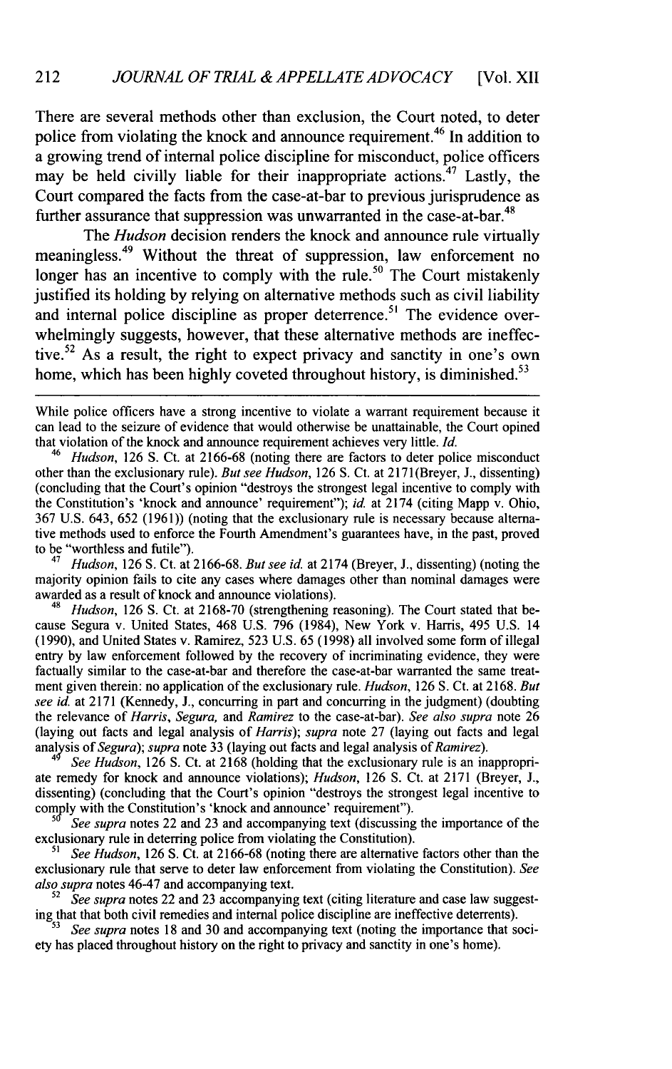There are several methods other than exclusion, the Court noted, to deter police from violating the knock and announce requirement.[46] In addition to a growing trend of internal police discipline for misconduct, police officers may be held civilly liable for their inappropriate actions.[47] Lastly, the Court compared the facts from the case-at-bar to previous jurisprudence as further assurance that suppression was unwarranted in the case-at-bar.[48]

The *Hudson* decision renders the knock and announce rule virtually meaningless.[49] Without the threat of suppression, law enforcement no longer has an incentive to comply with the rule.[50] The Court mistakenly justified its holding by relying on alternative methods such as civil liability and internal police discipline as proper deterrence.[51] The evidence overwhelmingly suggests, however, that these alternative methods are ineffective.[52] As a result, the right to expect privacy and sanctity in one's own home, which has been highly coveted throughout history, is diminished.[53]

---

While police officers have a strong incentive to violate a warrant requirement because it can lead to the seizure of evidence that would otherwise be unattainable, the Court opined that violation of the knock and announce requirement achieves very little. *Id.*

[46] *Hudson*, 126 S. Ct. at 2166-68 (noting there are factors to deter police misconduct other than the exclusionary rule). *But see Hudson*, 126 S. Ct. at 2171(Breyer, J., dissenting) (concluding that the Court's opinion "destroys the strongest legal incentive to comply with the Constitution's 'knock and announce' requirement"); *id.* at 2174 (citing Mapp v. Ohio, 367 U.S. 643, 652 (1961)) (noting that the exclusionary rule is necessary because alternative methods used to enforce the Fourth Amendment's guarantees have, in the past, proved to be "worthless and futile").

[47] *Hudson*, 126 S. Ct. at 2166-68. *But see id.* at 2174 (Breyer, J., dissenting) (noting the majority opinion fails to cite any cases where damages other than nominal damages were awarded as a result of knock and announce violations).

[48] *Hudson*, 126 S. Ct. at 2168-70 (strengthening reasoning). The Court stated that because Segura v. United States, 468 U.S. 796 (1984), New York v. Harris, 495 U.S. 14 (1990), and United States v. Ramirez, 523 U.S. 65 (1998) all involved some form of illegal entry by law enforcement followed by the recovery of incriminating evidence, they were factually similar to the case-at-bar and therefore the case-at-bar warranted the same treatment given therein: no application of the exclusionary rule. *Hudson*, 126 S. Ct. at 2168. *But see id.* at 2171 (Kennedy, J., concurring in part and concurring in the judgment) (doubting the relevance of *Harris*, *Segura*, and *Ramirez* to the case-at-bar). *See also supra* note 26 (laying out facts and legal analysis of *Harris*); *supra* note 27 (laying out facts and legal analysis of *Segura*); *supra* note 33 (laying out facts and legal analysis of *Ramirez*).

[49] *See Hudson*, 126 S. Ct. at 2168 (holding that the exclusionary rule is an inappropriate remedy for knock and announce violations); *Hudson*, 126 S. Ct. at 2171 (Breyer, J., dissenting) (concluding that the Court's opinion "destroys the strongest legal incentive to comply with the Constitution's 'knock and announce' requirement").

[50] *See supra* notes 22 and 23 and accompanying text (discussing the importance of the exclusionary rule in deterring police from violating the Constitution).

[51] *See Hudson*, 126 S. Ct. at 2166-68 (noting there are alternative factors other than the exclusionary rule that serve to deter law enforcement from violating the Constitution). *See also supra* notes 46-47 and accompanying text.

[52] *See supra* notes 22 and 23 accompanying text (citing literature and case law suggesting that that both civil remedies and internal police discipline are ineffective deterrents).

[53] *See supra* notes 18 and 30 and accompanying text (noting the importance that society has placed throughout history on the right to privacy and sanctity in one's home).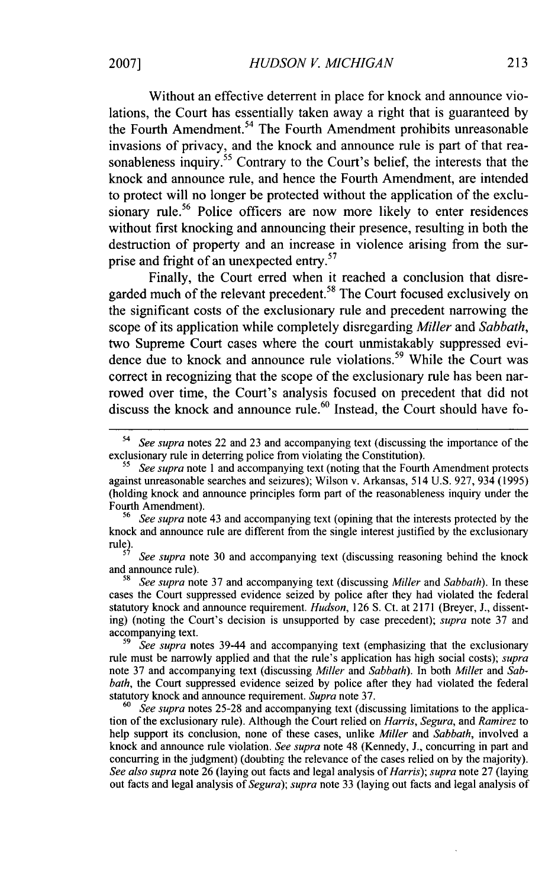Without an effective deterrent in place for knock and announce violations, the Court has essentially taken away a right that is guaranteed by the Fourth Amendment.[54] The Fourth Amendment prohibits unreasonable invasions of privacy, and the knock and announce rule is part of that reasonableness inquiry.[55] Contrary to the Court's belief, the interests that the knock and announce rule, and hence the Fourth Amendment, are intended to protect will no longer be protected without the application of the exclusionary rule.[56] Police officers are now more likely to enter residences without first knocking and announcing their presence, resulting in both the destruction of property and an increase in violence arising from the surprise and fright of an unexpected entry.[57]

Finally, the Court erred when it reached a conclusion that disregarded much of the relevant precedent.[58] The Court focused exclusively on the significant costs of the exclusionary rule and precedent narrowing the scope of its application while completely disregarding *Miller* and *Sabbath*, two Supreme Court cases where the court unmistakably suppressed evidence due to knock and announce rule violations.[59] While the Court was correct in recognizing that the scope of the exclusionary rule has been narrowed over time, the Court's analysis focused on precedent that did not discuss the knock and announce rule.[60] Instead, the Court should have fo-

---

[54] *See supra* notes 22 and 23 and accompanying text (discussing the importance of the exclusionary rule in deterring police from violating the Constitution).

[55] *See supra* note 1 and accompanying text (noting that the Fourth Amendment protects against unreasonable searches and seizures); Wilson v. Arkansas, 514 U.S. 927, 934 (1995) (holding knock and announce principles form part of the reasonableness inquiry under the Fourth Amendment).

[56] *See supra* note 43 and accompanying text (opining that the interests protected by the knock and announce rule are different from the single interest justified by the exclusionary rule).

[57] *See supra* note 30 and accompanying text (discussing reasoning behind the knock and announce rule).

[58] *See supra* note 37 and accompanying text (discussing *Miller* and *Sabbath*). In these cases the Court suppressed evidence seized by police after they had violated the federal statutory knock and announce requirement. *Hudson*, 126 S. Ct. at 2171 (Breyer, J., dissenting) (noting the Court's decision is unsupported by case precedent); *supra* note 37 and accompanying text.

[59] *See supra* notes 39-44 and accompanying text (emphasizing that the exclusionary rule must be narrowly applied and that the rule's application has high social costs); *supra* note 37 and accompanying text (discussing *Miller* and *Sabbath*). In both *Miller* and *Sabbath*, the Court suppressed evidence seized by police after they had violated the federal statutory knock and announce requirement. *Supra* note 37.

[60] *See supra* notes 25-28 and accompanying text (discussing limitations to the application of the exclusionary rule). Although the Court relied on *Harris*, *Segura*, and *Ramirez* to help support its conclusion, none of these cases, unlike *Miller* and *Sabbath*, involved a knock and announce rule violation. *See supra* note 48 (Kennedy, J., concurring in part and concurring in the judgment) (doubting the relevance of the cases relied on by the majority). *See also supra* note 26 (laying out facts and legal analysis of *Harris*); *supra* note 27 (laying out facts and legal analysis of *Segura*); *supra* note 33 (laying out facts and legal analysis of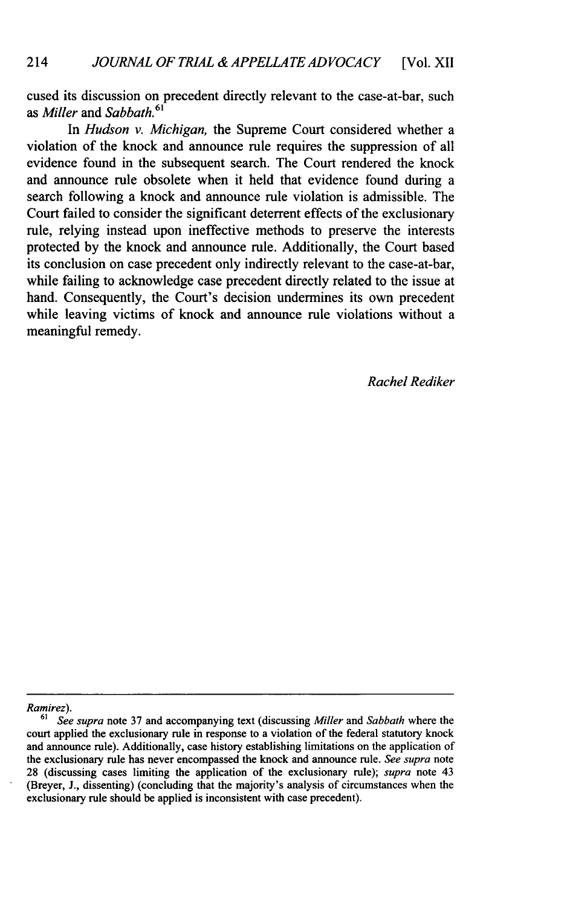cused its discussion on precedent directly relevant to the case-at-bar, such as *Miller* and *Sabbath.*[61]

In *Hudson v. Michigan,* the Supreme Court considered whether a violation of the knock and announce rule requires the suppression of all evidence found in the subsequent search. The Court rendered the knock and announce rule obsolete when it held that evidence found during a search following a knock and announce rule violation is admissible. The Court failed to consider the significant deterrent effects of the exclusionary rule, relying instead upon ineffective methods to preserve the interests protected by the knock and announce rule. Additionally, the Court based its conclusion on case precedent only indirectly relevant to the case-at-bar, while failing to acknowledge case precedent directly related to the issue at hand. Consequently, the Court's decision undermines its own precedent while leaving victims of knock and announce rule violations without a meaningful remedy.

*Rachel Rediker*

---

*Ramirez*).

[61] *See supra* note 37 and accompanying text (discussing *Miller* and *Sabbath* where the court applied the exclusionary rule in response to a violation of the federal statutory knock and announce rule). Additionally, case history establishing limitations on the application of the exclusionary rule has never encompassed the knock and announce rule. *See supra* note 28 (discussing cases limiting the application of the exclusionary rule); *supra* note 43 (Breyer, J., dissenting) (concluding that the majority's analysis of circumstances when the exclusionary rule should be applied is inconsistent with case precedent).